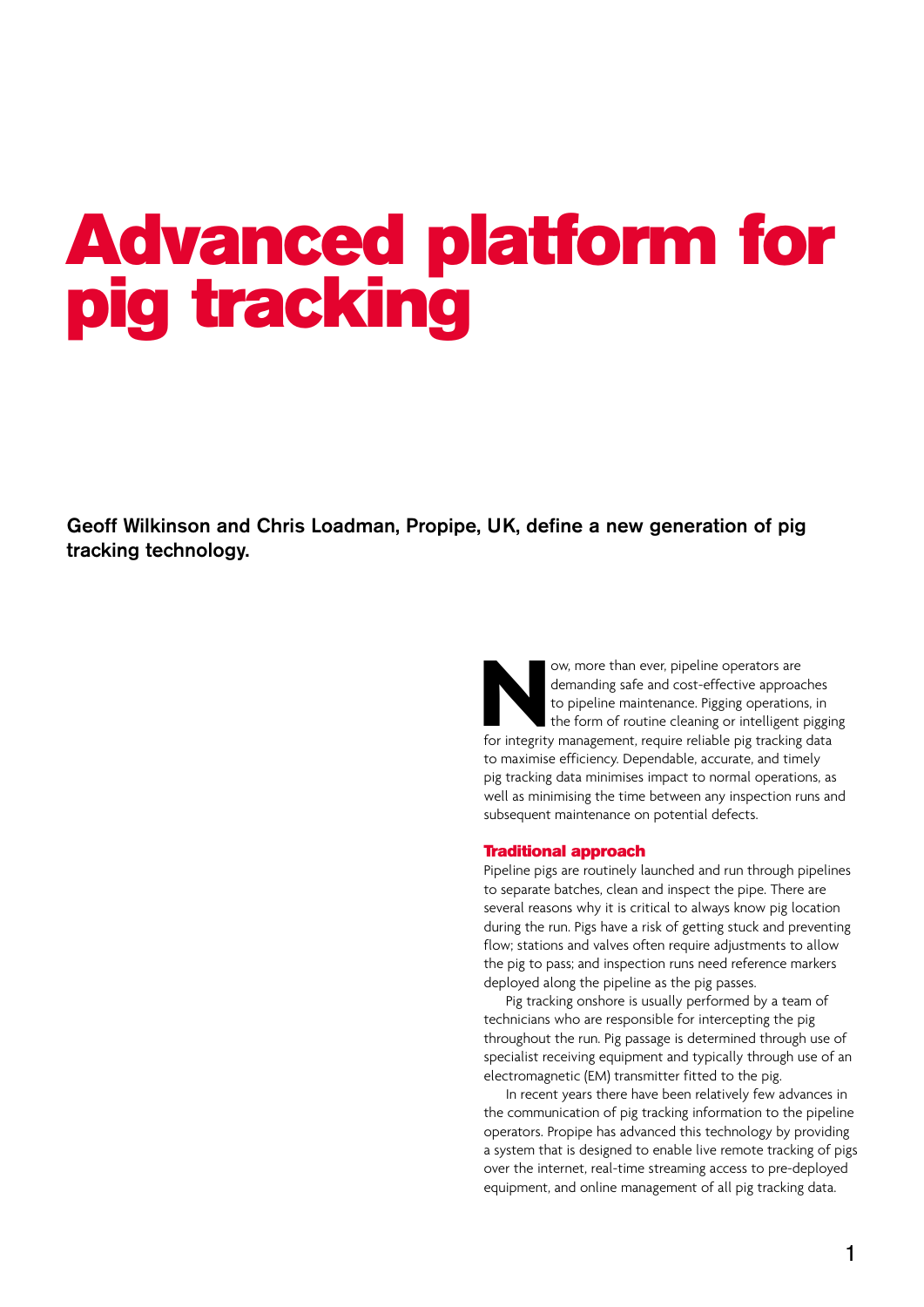# Advanced platform for pig tracking

**Geoff Wilkinson and Chris Loadman, Propipe, UK, define a new generation of pig tracking technology.**

Now, more than ever, pipeline operators are demanding safe and cost-effective approaches to pipeline maintenance. Pigging operations, in the form of routine cleaning or intelligent pigging for integrity management, require reliable pig tracking data to maximise efficiency. Dependable, accurate, and timely pig tracking data minimises impact to normal operations, as well as minimising the time between any inspection runs and subsequent maintenance on potential defects.

## Traditional approach

Pipeline pigs are routinely launched and run through pipelines to separate batches, clean and inspect the pipe. There are several reasons why it is critical to always know pig location during the run. Pigs have a risk of getting stuck and preventing flow; stations and valves often require adjustments to allow the pig to pass; and inspection runs need reference markers deployed along the pipeline as the pig passes.

Pig tracking onshore is usually performed by a team of technicians who are responsible for intercepting the pig throughout the run. Pig passage is determined through use of specialist receiving equipment and typically through use of an electromagnetic (EM) transmitter fitted to the pig.

In recent years there have been relatively few advances in the communication of pig tracking information to the pipeline operators. Propipe has advanced this technology by providing a system that is designed to enable live remote tracking of pigs over the internet, real-time streaming access to pre-deployed equipment, and online management of all pig tracking data.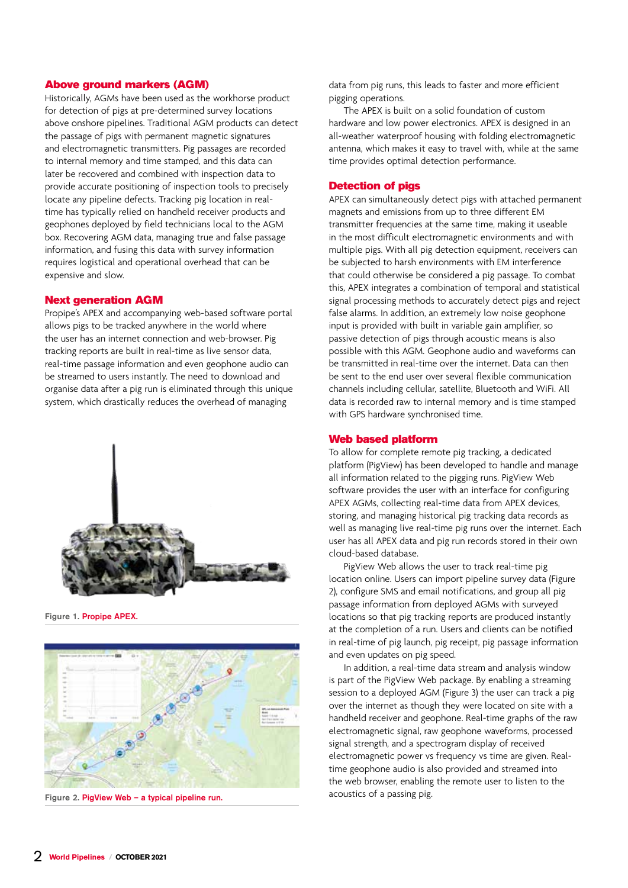## Above ground markers (AGM)

Historically, AGMs have been used as the workhorse product for detection of pigs at pre-determined survey locations above onshore pipelines. Traditional AGM products can detect the passage of pigs with permanent magnetic signatures and electromagnetic transmitters. Pig passages are recorded to internal memory and time stamped, and this data can later be recovered and combined with inspection data to provide accurate positioning of inspection tools to precisely locate any pipeline defects. Tracking pig location in real-time has typically relied on handheld receiver products and geophones deployed by field technicians local to the AGM box. Recovering AGM data, managing true and false passage information, and fusing this data with survey information requires logistical and operational overhead that can be expensive and slow.

## Next generation AGM

Propipe's APEX and accompanying web-based software portal allows pigs to be tracked anywhere in the world where the user has an internet connection and web-browser. Pig tracking reports are built in real-time as live sensor data, real-time passage information and even geophone audio can be streamed to users instantly. The need to download and organise data after a pig run is eliminated through this unique system, which drastically reduces the overhead of managing data from pig runs, this leads to faster and more efficient pigging operations.

The APEX is built on a solid foundation of custom hardware and low power electronics. APEX is designed in an all-weather waterproof housing with folding electromagnetic antenna, which makes it easy to travel with, while at the same time provides optimal detection performance.

Figure 1. Propipe APEX.

Figure 2. PigView Web – a typical pipeline run.

## Detection of pigs

APEX can simultaneously detect pigs with attached permanent magnets and emissions from up to three different EM transmitter frequencies at the same time, making it useable in the most difficult electromagnetic environments and with multiple pigs. With all pig detection equipment, receivers can be subjected to harsh environments with EM interference that could otherwise be considered a pig passage. To combat this, APEX integrates a combination of temporal and statistical signal processing methods to accurately detect pigs and reject false alarms. In addition, an extremely low noise geophone input is provided with built in variable gain amplifier, so passive detection of pigs through acoustic means is also possible with this AGM. Geophone audio and waveforms can be transmitted in real-time over the internet. Data can then be sent to the end user over several flexible communication channels including cellular, satellite, Bluetooth and WiFi. All data is recorded raw to internal memory and is time stamped with GPS hardware synchronised time.

## Web based platform

To allow for complete remote pig tracking, a dedicated platform (PigView) has been developed to handle and manage all information related to the pigging runs. PigView Web software provides the user with an interface for configuring APEX AGMs, collecting real-time data from APEX devices, storing, and managing historical pig tracking data records as well as managing live real-time pig runs over the internet. Each user has all APEX data and pig run records stored in their own cloud-based database.

PigView Web allows the user to track real-time pig location online. Users can import pipeline survey data (Figure 2), configure SMS and email notifications, and group all pig passage information from deployed AGMs with surveyed locations so that pig tracking reports are produced instantly at the completion of a run. Users and clients can be notified in real-time of pig launch, pig receipt, pig passage information and even updates on pig speed.

In addition, a real-time data stream and analysis window is part of the PigView Web package. By enabling a streaming session to a deployed AGM (Figure 3) the user can track a pig over the internet as though they were located on site with a handheld receiver and geophone. Real-time graphs of the raw electromagnetic signal, raw geophone waveforms, processed signal strength, and a spectrogram display of received electromagnetic power vs frequency vs time are given. Real-time geophone audio is also provided and streamed into the web browser, enabling the remote user to listen to the acoustics of a passing pig.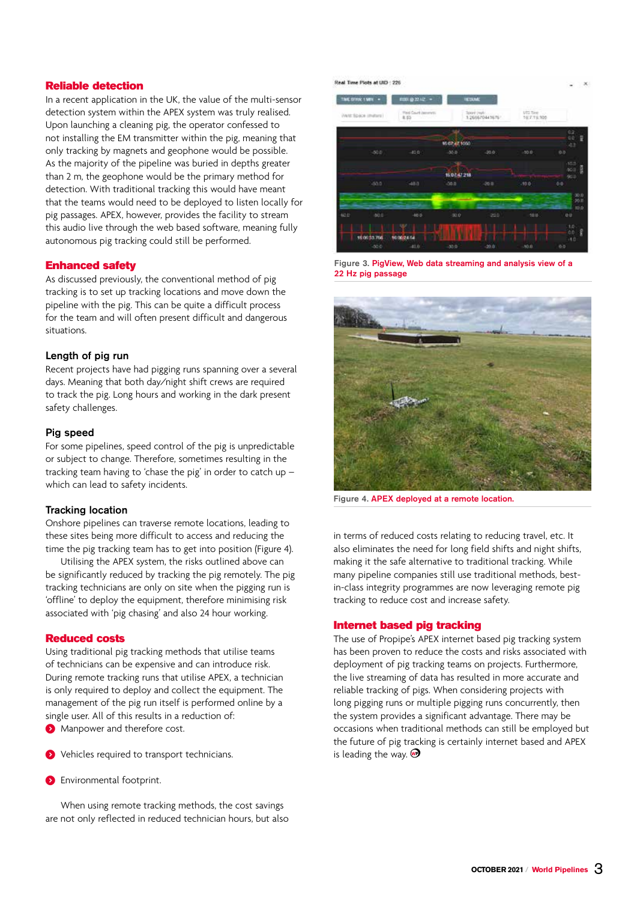## Reliable detection

In a recent application in the UK, the value of the multi-sensor detection system within the APEX system was truly realised. Upon launching a cleaning pig, the operator confessed to not installing the EM transmitter within the pig, meaning that only tracking by magnets and geophone would be possible. As the majority of the pipeline was buried in depths greater than 2 m, the geophone would be the primary method for detection. With traditional tracking this would have meant that the teams would need to be deployed to listen locally for pig passages. APEX, however, provides the facility to stream this audio live through the web based software, meaning fully autonomous pig tracking could still be performed.

## Enhanced safety

As discussed previously, the conventional method of pig tracking is to set up tracking locations and move down the pipeline with the pig. This can be quite a difficult process for the team and will often present difficult and dangerous situations.

### Length of pig run

Recent projects have had pigging runs spanning over a several days. Meaning that both day/night shift crews are required to track the pig. Long hours and working in the dark present safety challenges.

### Pig speed

For some pipelines, speed control of the pig is unpredictable or subject to change. Therefore, sometimes resulting in the tracking team having to 'chase the pig' in order to catch up – which can lead to safety incidents.

### Tracking location

Onshore pipelines can traverse remote locations, leading to these sites being more difficult to access and reducing the time the pig tracking team has to get into position (Figure 4).

Utilising the APEX system, the risks outlined above can be significantly reduced by tracking the pig remotely. The pig tracking technicians are only on site when the pigging run is 'offline' to deploy the equipment, therefore minimising risk associated with 'pig chasing' and also 24 hour working.

## Reduced costs

Using traditional pig tracking methods that utilise teams of technicians can be expensive and can introduce risk. During remote tracking runs that utilise APEX, a technician is only required to deploy and collect the equipment. The management of the pig run itself is performed online by a single user. All of this results in a reduction of:

- Manpower and therefore cost.
- Vehicles required to transport technicians.
- Environmental footprint.

When using remote tracking methods, the cost savings are not only reflected in reduced technician hours, but also in terms of reduced costs relating to reducing travel, etc. It also eliminates the need for long field shifts and night shifts, making it the safe alternative to traditional tracking. While many pipeline companies still use traditional methods, best-in-class integrity programmes are now leveraging remote pig tracking to reduce cost and increase safety.

Figure 3. PigView, Web data streaming and analysis view of a 22 Hz pig passage

Figure 4. APEX deployed at a remote location.

## Internet based pig tracking

The use of Propipe's APEX internet based pig tracking system has been proven to reduce the costs and risks associated with deployment of pig tracking teams on projects. Furthermore, the live streaming of data has resulted in more accurate and reliable tracking of pigs. When considering projects with long pigging runs or multiple pigging runs concurrently, then the system provides a significant advantage. There may be occasions when traditional methods can still be employed but the future of pig tracking is certainly internet based and APEX is leading the way.